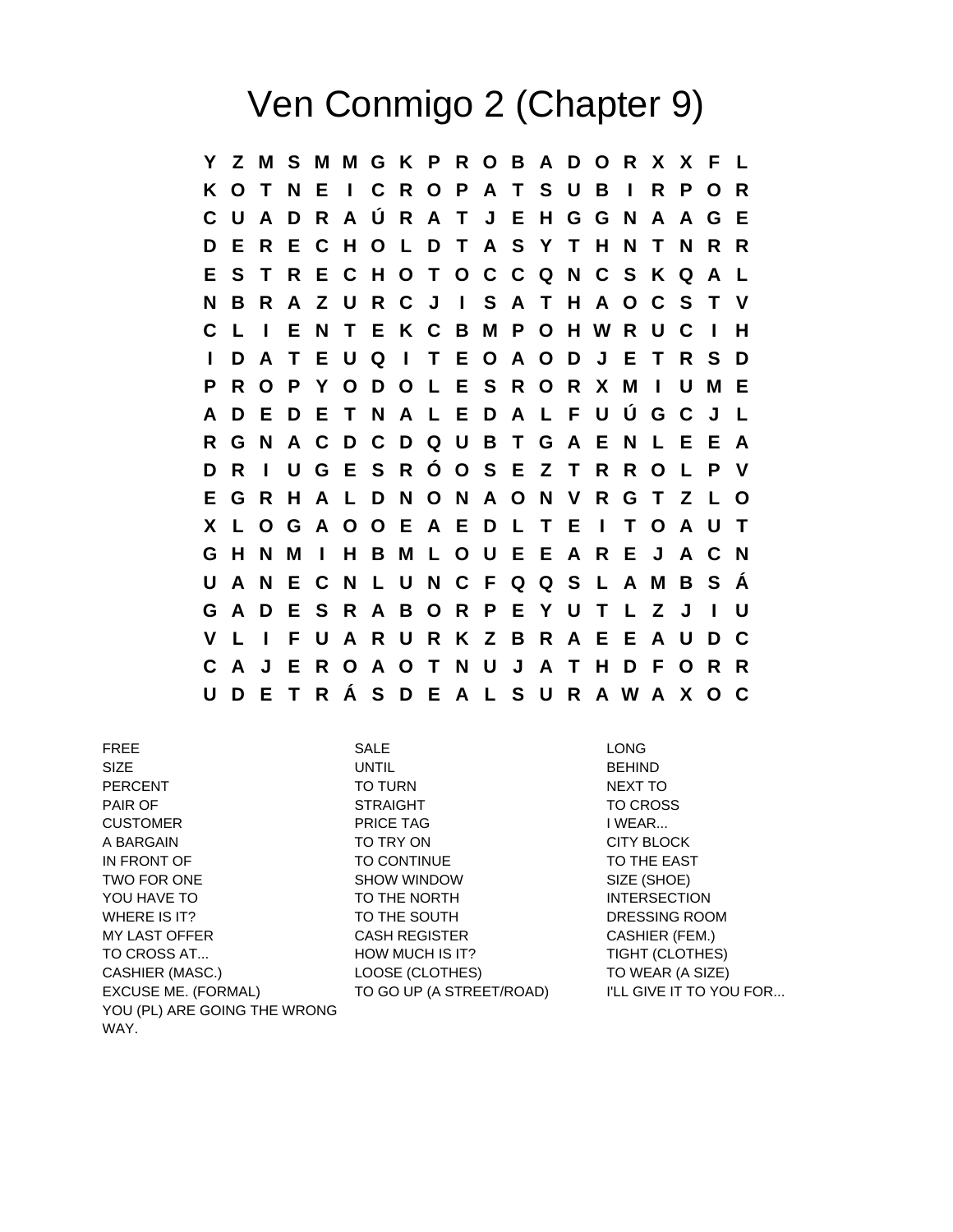# Ven Conmigo 2 (Chapter 9)

```
Y Z M S M M G K P R O B A D O R X X F L
K O T N E I C R O P A T S U B I R P O R
C U A D R A Ú R A T J E H G G N A A G E
D E R E C H O L D T A S Y T H N T N R R
E S T R E C H O T O C C Q N C S K Q A L
N B R A Z U R C J I S A T H A O C S T V
C L I E N T E K C B M P O H W R U C I H
I D A T E U Q I T E O A O D J E T R S D
P R O P Y O D O L E S R O R X M I U M E
A D E D E T N A L E D A L F U Ú G C J L
R G N A C D C D Q U B T G A E N L E E A
D R I U G E S R Ó O S E Z T R R O L P V
E G R H A L D N O N A O N V R G T Z L O
X L O G A O O E A E D L T E I T O A U T
G H N M I H B M L O U E E A R E J A C N
U A N E C N L U N C F Q Q S L A M B S Á
G A D E S R A B O R P E Y U T L Z J I U
V L I F U A R U R K Z B R A E E A U D C
C A J E R O A O T N U J A T H D F O R R
U D E T R Á S D E A L S U R A W A X O C
```

FREE
SIZE
PERCENT
PAIR OF
CUSTOMER
A BARGAIN
IN FRONT OF
TWO FOR ONE
YOU HAVE TO
WHERE IS IT?
MY LAST OFFER
TO CROSS AT...
CASHIER (MASC.)
EXCUSE ME. (FORMAL)
YOU (PL) ARE GOING THE WRONG WAY.

SALE
UNTIL
TO TURN
STRAIGHT
PRICE TAG
TO TRY ON
TO CONTINUE
SHOW WINDOW
TO THE NORTH
TO THE SOUTH
CASH REGISTER
HOW MUCH IS IT?
LOOSE (CLOTHES)
TO GO UP (A STREET/ROAD)

LONG
BEHIND
NEXT TO
TO CROSS
I WEAR...
CITY BLOCK
TO THE EAST
SIZE (SHOE)
INTERSECTION
DRESSING ROOM
CASHIER (FEM.)
TIGHT (CLOTHES)
TO WEAR (A SIZE)
I'LL GIVE IT TO YOU FOR...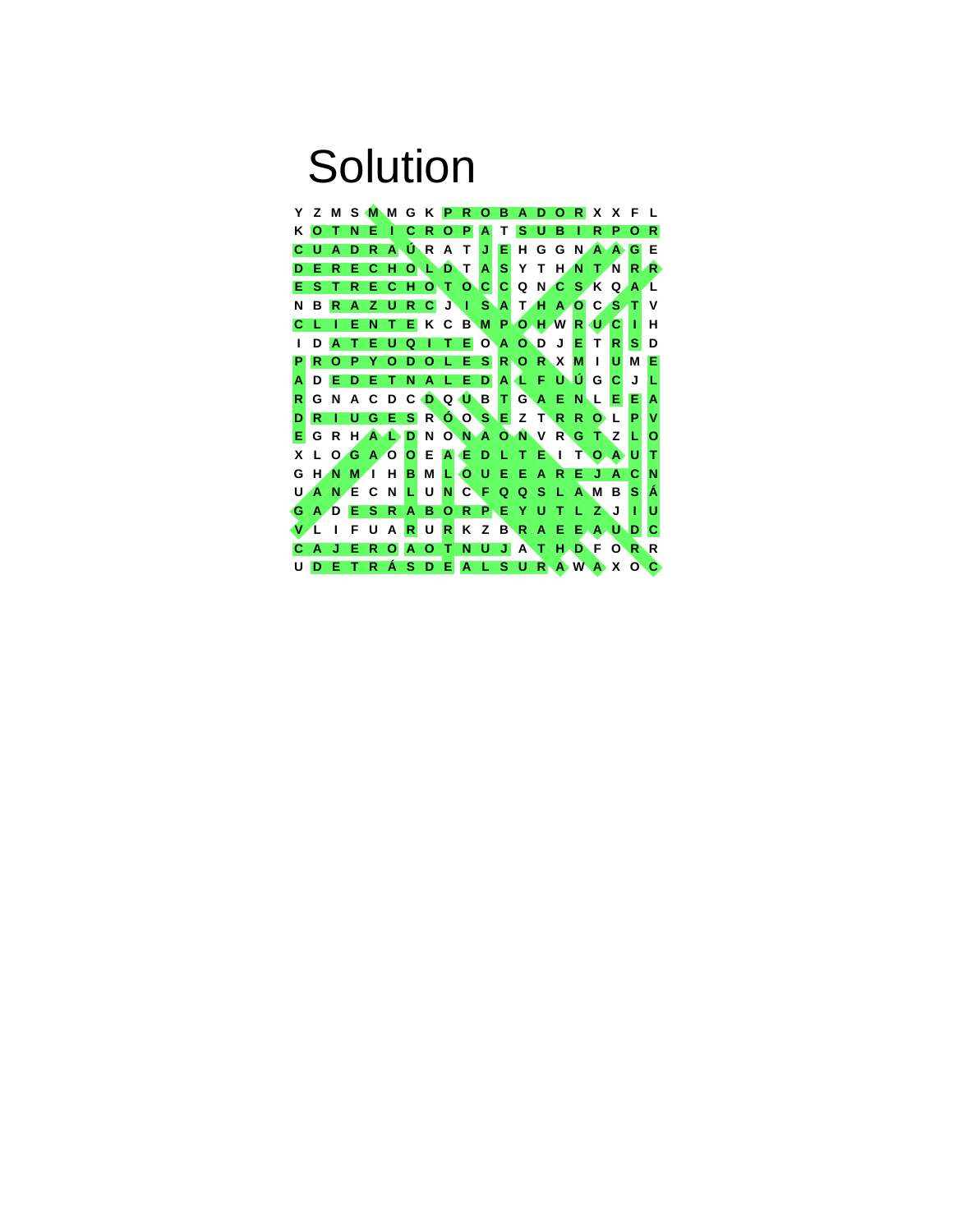# Solution

```
Y Z M S M M G K P R O B A D O R X X F L
K O T N E I C R O P A T S U B I R P O R
C U A D R A Ú R A T J E H G G N A A G E
D E R E C H O L D T A S Y T H N T N R R
E S T R E C H O T O C C Q N C S K Q A L
N B R A Z U R C J I S A T H A O C S T V
C L I E N T E K C B M P O H W R U C I H
I D A T E U Q I T E O A O D J E T R S D
P R O P Y O D O L E S R O R X M I U M E
A D E D E T N A L E D A L F U Ú G C J L
R G N A C D C D Q U B T G A E N L E E A
D R I U G E S R Ó O S E Z T R R O L P V
E G R H A L D N O N A O N V R G T Z L O
X L O G A O O E A E D L T E I T O A U T
G H N M I H B M L O U E E A R E J A C N
U A N E C N L U N C F Q Q S L A M B S Á
G A D E S R A B O R P E Y U T L Z J I U
V L I F U A R U R K Z B R A E E A U D C
C A J E R O A O T N U J A T H D F O R R
U D E T R Á S D E A L S U R A W A X O C
```